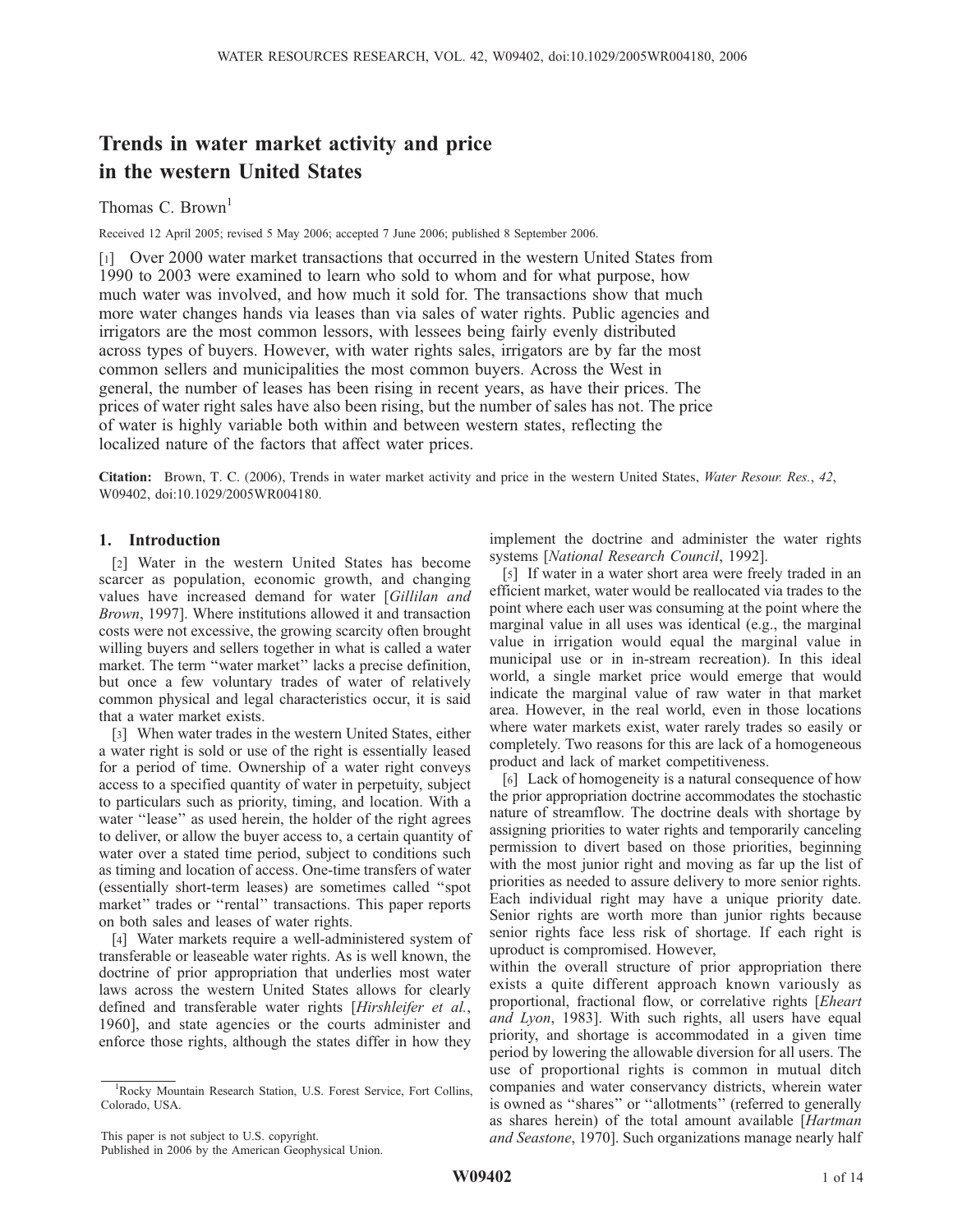# Trends in water market activity and price in the western United States

Thomas C. Brown[1]

Received 12 April 2005; revised 5 May 2006; accepted 7 June 2006; published 8 September 2006.

[1] Over 2000 water market transactions that occurred in the western United States from 1990 to 2003 were examined to learn who sold to whom and for what purpose, how much water was involved, and how much it sold for. The transactions show that much more water changes hands via leases than via sales of water rights. Public agencies and irrigators are the most common lessors, with lessees being fairly evenly distributed across types of buyers. However, with water rights sales, irrigators are by far the most common sellers and municipalities the most common buyers. Across the West in general, the number of leases has been rising in recent years, as have their prices. The prices of water right sales have also been rising, but the number of sales has not. The price of water is highly variable both within and between western states, reflecting the localized nature of the factors that affect water prices.

**Citation:** Brown, T. C. (2006), Trends in water market activity and price in the western United States, *Water Resour. Res.*, *42*, W09402, doi:10.1029/2005WR004180.

## 1. Introduction

[2] Water in the western United States has become scarcer as population, economic growth, and changing values have increased demand for water [*Gillilan and Brown*, 1997]. Where institutions allowed it and transaction costs were not excessive, the growing scarcity often brought willing buyers and sellers together in what is called a water market. The term "water market" lacks a precise definition, but once a few voluntary trades of water of relatively common physical and legal characteristics occur, it is said that a water market exists.

[3] When water trades in the western United States, either a water right is sold or use of the right is essentially leased for a period of time. Ownership of a water right conveys access to a specified quantity of water in perpetuity, subject to particulars such as priority, timing, and location. With a water "lease" as used herein, the holder of the right agrees to deliver, or allow the buyer access to, a certain quantity of water over a stated time period, subject to conditions such as timing and location of access. One-time transfers of water (essentially short-term leases) are sometimes called "spot market" trades or "rental" transactions. This paper reports on both sales and leases of water rights.

[4] Water markets require a well-administered system of transferable or leaseable water rights. As is well known, the doctrine of prior appropriation that underlies most water laws across the western United States allows for clearly defined and transferable water rights [*Hirshleifer et al.*, 1960], and state agencies or the courts administer and enforce those rights, although the states differ in how they implement the doctrine and administer the water rights systems [*National Research Council*, 1992].

[5] If water in a water short area were freely traded in an efficient market, water would be reallocated via trades to the point where each user was consuming at the point where the marginal value in all uses was identical (e.g., the marginal value in irrigation would equal the marginal value in municipal use or in in-stream recreation). In this ideal world, a single market price would emerge that would indicate the marginal value of raw water in that market area. However, in the real world, even in those locations where water markets exist, water rarely trades so easily or completely. Two reasons for this are lack of a homogeneous product and lack of market competitiveness.

[6] Lack of homogeneity is a natural consequence of how the prior appropriation doctrine accommodates the stochastic nature of streamflow. The doctrine deals with shortage by assigning priorities to water rights and temporarily canceling permission to divert based on those priorities, beginning with the most junior right and moving as far up the list of priorities as needed to assure delivery to more senior rights. Each individual right may have a unique priority date. Senior rights are worth more than junior rights because senior rights face less risk of shortage. If each right is unique, homogeneity is compromised. However, within the overall structure of prior appropriation there exists a quite different approach known variously as proportional, fractional flow, or correlative rights [*Eheart and Lyon*, 1983]. With such rights, all users have equal priority, and shortage is accommodated in a given time period by lowering the allowable diversion for all users. The use of proportional rights is common in mutual ditch companies and water conservancy districts, wherein water is owned as "shares" or "allotments" (referred to generally as shares herein) of the total amount available [*Hartman and Seastone*, 1970]. Such organizations manage nearly half

[1] Rocky Mountain Research Station, U.S. Forest Service, Fort Collins, Colorado, USA.

This paper is not subject to U.S. copyright.
Published in 2006 by the American Geophysical Union.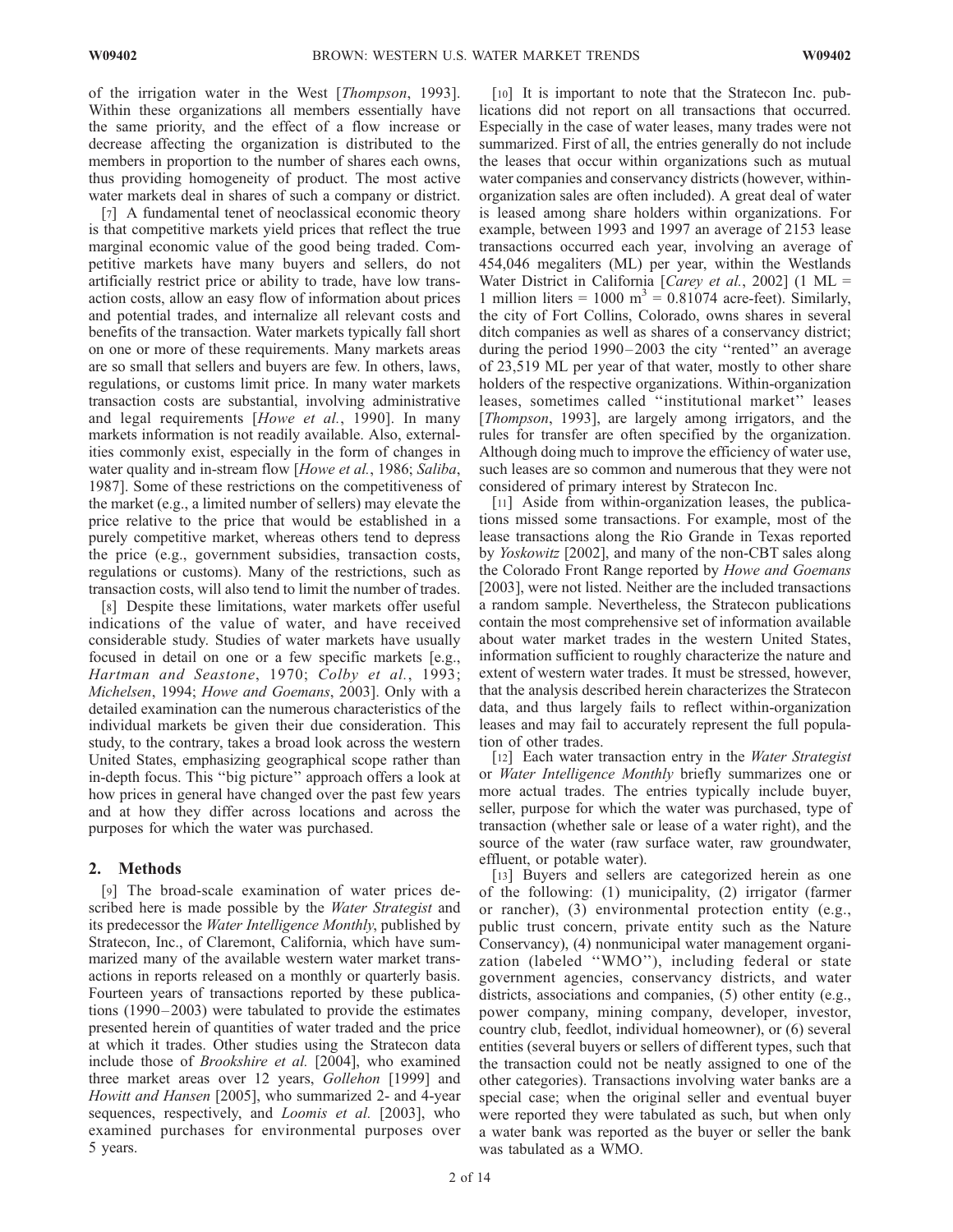of the irrigation water in the West [*Thompson*, 1993]. Within these organizations all members essentially have the same priority, and the effect of a flow increase or decrease affecting the organization is distributed to the members in proportion to the number of shares each owns, thus providing homogeneity of product. The most active water markets deal in shares of such a company or district.

[7] A fundamental tenet of neoclassical economic theory is that competitive markets yield prices that reflect the true marginal economic value of the good being traded. Competitive markets have many buyers and sellers, do not artificially restrict price or ability to trade, have low transaction costs, allow an easy flow of information about prices and potential trades, and internalize all relevant costs and benefits of the transaction. Water markets typically fall short on one or more of these requirements. Many markets areas are so small that sellers and buyers are few. In others, laws, regulations, or customs limit price. In many water markets transaction costs are substantial, involving administrative and legal requirements [*Howe et al.*, 1990]. In many markets information is not readily available. Also, externalities commonly exist, especially in the form of changes in water quality and in-stream flow [*Howe et al.*, 1986; *Saliba*, 1987]. Some of these restrictions on the competitiveness of the market (e.g., a limited number of sellers) may elevate the price relative to the price that would be established in a purely competitive market, whereas others tend to depress the price (e.g., government subsidies, transaction costs, regulations or customs). Many of the restrictions, such as transaction costs, will also tend to limit the number of trades.

[8] Despite these limitations, water markets offer useful indications of the value of water, and have received considerable study. Studies of water markets have usually focused in detail on one or a few specific markets [e.g., *Hartman and Seastone*, 1970; *Colby et al.*, 1993; *Michelsen*, 1994; *Howe and Goemans*, 2003]. Only with a detailed examination can the numerous characteristics of the individual markets be given their due consideration. This study, to the contrary, takes a broad look across the western United States, emphasizing geographical scope rather than in-depth focus. This ''big picture'' approach offers a look at how prices in general have changed over the past few years and at how they differ across locations and across the purposes for which the water was purchased.

## 2. Methods

[9] The broad-scale examination of water prices described here is made possible by the *Water Strategist* and its predecessor the *Water Intelligence Monthly*, published by Stratecon, Inc., of Claremont, California, which have summarized many of the available western water market transactions in reports released on a monthly or quarterly basis. Fourteen years of transactions reported by these publications (1990–2003) were tabulated to provide the estimates presented herein of quantities of water traded and the price at which it trades. Other studies using the Stratecon data include those of *Brookshire et al.* [2004], who examined three market areas over 12 years, *Gollehon* [1999] and *Howitt and Hansen* [2005], who summarized 2- and 4-year sequences, respectively, and *Loomis et al.* [2003], who examined purchases for environmental purposes over 5 years.

[10] It is important to note that the Stratecon Inc. publications did not report on all transactions that occurred. Especially in the case of water leases, many trades were not summarized. First of all, the entries generally do not include the leases that occur within organizations such as mutual water companies and conservancy districts (however, within-organization sales are often included). A great deal of water is leased among share holders within organizations. For example, between 1993 and 1997 an average of 2153 lease transactions occurred each year, involving an average of 454,046 megaliters (ML) per year, within the Westlands Water District in California [*Carey et al.*, 2002] (1 ML = 1 million liters = 1000 $m^3$ = 0.81074 acre-feet). Similarly, the city of Fort Collins, Colorado, owns shares in several ditch companies as well as shares of a conservancy district; during the period 1990–2003 the city ''rented'' an average of 23,519 ML per year of that water, mostly to other share holders of the respective organizations. Within-organization leases, sometimes called ''institutional market'' leases [*Thompson*, 1993], are largely among irrigators, and the rules for transfer are often specified by the organization. Although doing much to improve the efficiency of water use, such leases are so common and numerous that they were not considered of primary interest by Stratecon Inc.

[11] Aside from within-organization leases, the publications missed some transactions. For example, most of the lease transactions along the Rio Grande in Texas reported by *Yoskowitz* [2002], and many of the non-CBT sales along the Colorado Front Range reported by *Howe and Goemans* [2003], were not listed. Neither are the included transactions a random sample. Nevertheless, the Stratecon publications contain the most comprehensive set of information available about water market trades in the western United States, information sufficient to roughly characterize the nature and extent of western water trades. It must be stressed, however, that the analysis described herein characterizes the Stratecon data, and thus largely fails to reflect within-organization leases and may fail to accurately represent the full population of other trades.

[12] Each water transaction entry in the *Water Strategist* or *Water Intelligence Monthly* briefly summarizes one or more actual trades. The entries typically include buyer, seller, purpose for which the water was purchased, type of transaction (whether sale or lease of a water right), and the source of the water (raw surface water, raw groundwater, effluent, or potable water).

[13] Buyers and sellers are categorized herein as one of the following: (1) municipality, (2) irrigator (farmer or rancher), (3) environmental protection entity (e.g., public trust concern, private entity such as the Nature Conservancy), (4) nonmunicipal water management organization (labeled ''WMO''), including federal or state government agencies, conservancy districts, and water districts, associations and companies, (5) other entity (e.g., power company, mining company, developer, investor, country club, feedlot, individual homeowner), or (6) several entities (several buyers or sellers of different types, such that the transaction could not be neatly assigned to one of the other categories). Transactions involving water banks are a special case; when the original seller and eventual buyer were reported they were tabulated as such, but when only a water bank was reported as the buyer or seller the bank was tabulated as a WMO.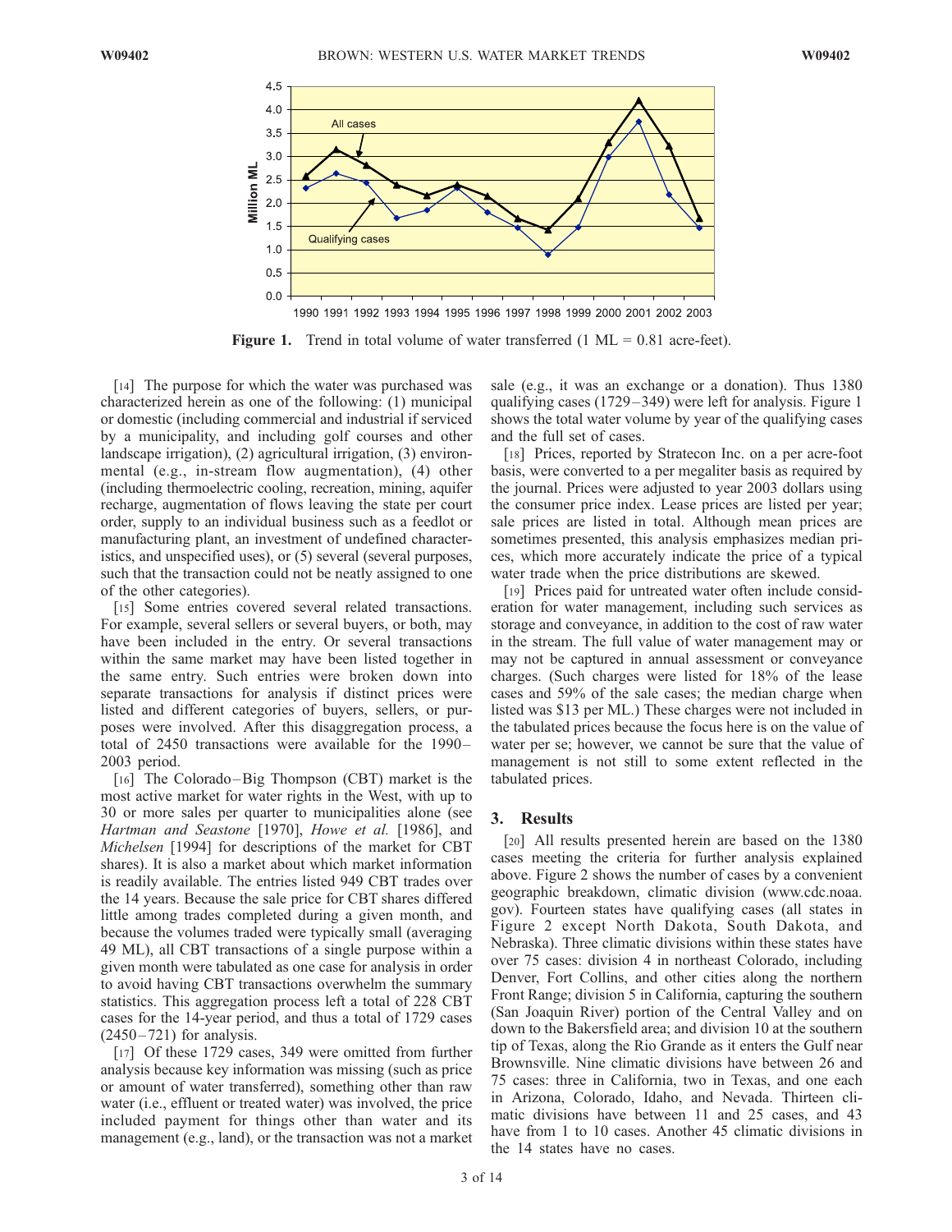**Figure 1.** Trend in total volume of water transferred (1 ML = 0.81 acre-feet).

[14] The purpose for which the water was purchased was characterized herein as one of the following: (1) municipal or domestic (including commercial and industrial if serviced by a municipality, and including golf courses and other landscape irrigation), (2) agricultural irrigation, (3) environmental (e.g., in-stream flow augmentation), (4) other (including thermoelectric cooling, recreation, mining, aquifer recharge, augmentation of flows leaving the state per court order, supply to an individual business such as a feedlot or manufacturing plant, an investment of undefined characteristics, and unspecified uses), or (5) several (several purposes, such that the transaction could not be neatly assigned to one of the other categories).

[15] Some entries covered several related transactions. For example, several sellers or several buyers, or both, may have been included in the entry. Or several transactions within the same market may have been listed together in the same entry. Such entries were broken down into separate transactions for analysis if distinct prices were listed and different categories of buyers, sellers, or purposes were involved. After this disaggregation process, a total of 2450 transactions were available for the 1990–2003 period.

[16] The Colorado–Big Thompson (CBT) market is the most active market for water rights in the West, with up to 30 or more sales per quarter to municipalities alone (see *Hartman and Seastone* [1970], *Howe et al.* [1986], and *Michelsen* [1994] for descriptions of the market for CBT shares). It is also a market about which market information is readily available. The entries listed 949 CBT trades over the 14 years. Because the sale price for CBT shares differed little among trades completed during a given month, and because the volumes traded were typically small (averaging 49 ML), all CBT transactions of a single purpose within a given month were tabulated as one case for analysis in order to avoid having CBT transactions overwhelm the summary statistics. This aggregation process left a total of 228 CBT cases for the 14-year period, and thus a total of 1729 cases (2450–721) for analysis.

[17] Of these 1729 cases, 349 were omitted from further analysis because key information was missing (such as price or amount of water transferred), something other than raw water (i.e., effluent or treated water) was involved, the price included payment for things other than water and its management (e.g., land), or the transaction was not a market sale (e.g., it was an exchange or a donation). Thus 1380 qualifying cases (1729–349) were left for analysis. Figure 1 shows the total water volume by year of the qualifying cases and the full set of cases.

[18] Prices, reported by Stratecon Inc. on a per acre-foot basis, were converted to a per megaliter basis as required by the journal. Prices were adjusted to year 2003 dollars using the consumer price index. Lease prices are listed per year; sale prices are listed in total. Although mean prices are sometimes presented, this analysis emphasizes median prices, which more accurately indicate the price of a typical water trade when the price distributions are skewed.

[19] Prices paid for untreated water often include consideration for water management, including such services as storage and conveyance, in addition to the cost of raw water in the stream. The full value of water management may or may not be captured in annual assessment or conveyance charges. (Such charges were listed for 18% of the lease cases and 59% of the sale cases; the median charge when listed was \$13 per ML.) These charges were not included in the tabulated prices because the focus here is on the value of water per se; however, we cannot be sure that the value of management is not still to some extent reflected in the tabulated prices.

## 3. Results

[20] All results presented herein are based on the 1380 cases meeting the criteria for further analysis explained above. Figure 2 shows the number of cases by a convenient geographic breakdown, climatic division (www.cdc.noaa.gov). Fourteen states have qualifying cases (all states in Figure 2 except North Dakota, South Dakota, and Nebraska). Three climatic divisions within these states have over 75 cases: division 4 in northeast Colorado, including Denver, Fort Collins, and other cities along the northern Front Range; division 5 in California, capturing the southern (San Joaquin River) portion of the Central Valley and on down to the Bakersfield area; and division 10 at the southern tip of Texas, along the Rio Grande as it enters the Gulf near Brownsville. Nine climatic divisions have between 26 and 75 cases: three in California, two in Texas, and one each in Arizona, Colorado, Idaho, and Nevada. Thirteen climatic divisions have between 11 and 25 cases, and 43 have from 1 to 10 cases. Another 45 climatic divisions in the 14 states have no cases.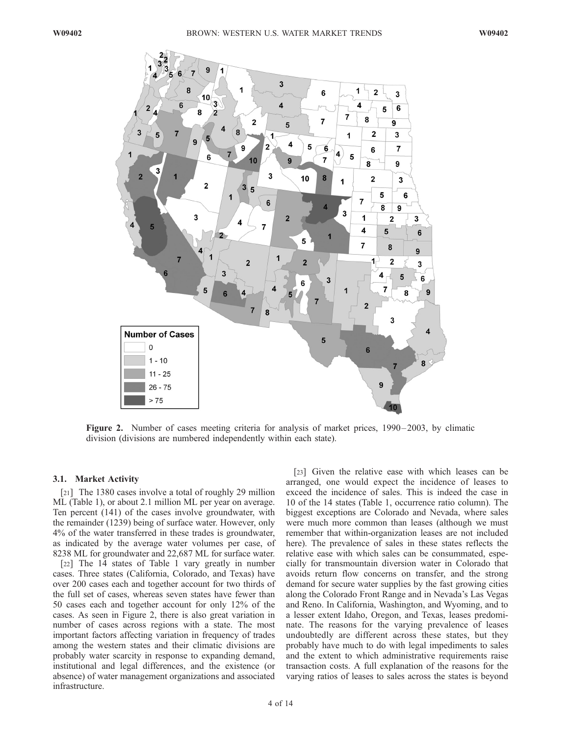**Figure 2.** Number of cases meeting criteria for analysis of market prices, 1990–2003, by climatic division (divisions are numbered independently within each state).

### 3.1. Market Activity

[21] The 1380 cases involve a total of roughly 29 million ML (Table 1), or about 2.1 million ML per year on average. Ten percent (141) of the cases involve groundwater, with the remainder (1239) being of surface water. However, only 4% of the water transferred in these trades is groundwater, as indicated by the average water volumes per case, of 8238 ML for groundwater and 22,687 ML for surface water.

[22] The 14 states of Table 1 vary greatly in number cases. Three states (California, Colorado, and Texas) have over 200 cases each and together account for two thirds of the full set of cases, whereas seven states have fewer than 50 cases each and together account for only 12% of the cases. As seen in Figure 2, there is also great variation in number of cases across regions with a state. The most important factors affecting variation in frequency of trades among the western states and their climatic divisions are probably water scarcity in response to expanding demand, institutional and legal differences, and the existence (or absence) of water management organizations and associated infrastructure.

[23] Given the relative ease with which leases can be arranged, one would expect the incidence of leases to exceed the incidence of sales. This is indeed the case in 10 of the 14 states (Table 1, occurrence ratio column). The biggest exceptions are Colorado and Nevada, where sales were much more common than leases (although we must remember that within-organization leases are not included here). The prevalence of sales in these states reflects the relative ease with which sales can be consummated, especially for transmountain diversion water in Colorado that avoids return flow concerns on transfer, and the strong demand for secure water supplies by the fast growing cities along the Colorado Front Range and in Nevada's Las Vegas and Reno. In California, Washington, and Wyoming, and to a lesser extent Idaho, Oregon, and Texas, leases predominate. The reasons for the varying prevalence of leases undoubtedly are different across these states, but they probably have much to do with legal impediments to sales and the extent to which administrative requirements raise transaction costs. A full explanation of the reasons for the varying ratios of leases to sales across the states is beyond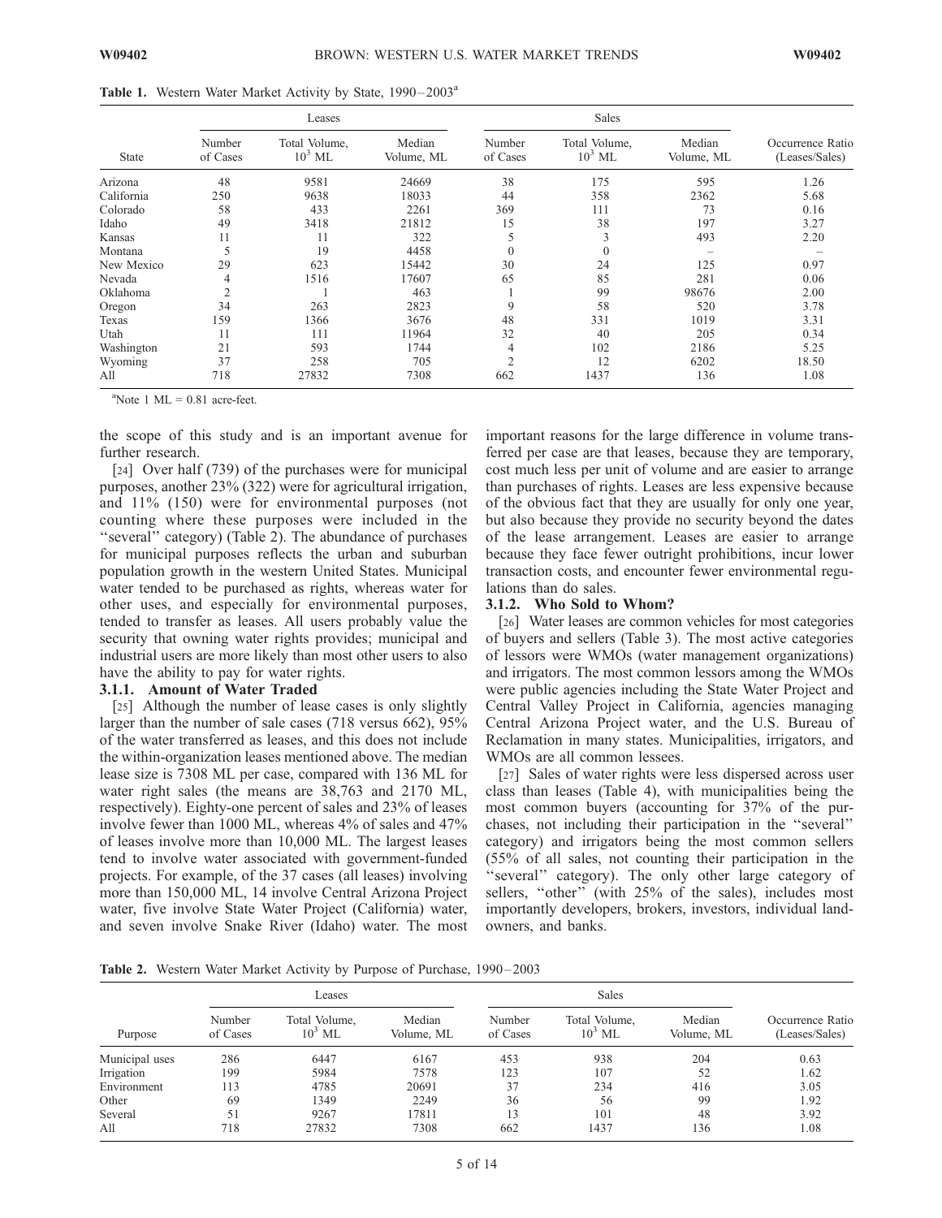**Table 1.** Western Water Market Activity by State, 1990–2003[a]

| State | Leases | | | Sales | | | Occurrence Ratio (Leases/Sales) |
|---|---|---|---|---|---|---|---|
| | Number of Cases | Total Volume, $10^3$ ML | Median Volume, ML | Number of Cases | Total Volume, $10^3$ ML | Median Volume, ML | |
| Arizona | 48 | 9581 | 24669 | 38 | 175 | 595 | 1.26 |
| California | 250 | 9638 | 18033 | 44 | 358 | 2362 | 5.68 |
| Colorado | 58 | 433 | 2261 | 369 | 111 | 73 | 0.16 |
| Idaho | 49 | 3418 | 21812 | 15 | 38 | 197 | 3.27 |
| Kansas | 11 | 11 | 322 | 5 | 3 | 493 | 2.20 |
| Montana | 5 | 19 | 4458 | 0 | 0 | – | – |
| New Mexico | 29 | 623 | 15442 | 30 | 24 | 125 | 0.97 |
| Nevada | 4 | 1516 | 17607 | 65 | 85 | 281 | 0.06 |
| Oklahoma | 2 | 1 | 463 | 1 | 99 | 98676 | 2.00 |
| Oregon | 34 | 263 | 2823 | 9 | 58 | 520 | 3.78 |
| Texas | 159 | 1366 | 3676 | 48 | 331 | 1019 | 3.31 |
| Utah | 11 | 111 | 11964 | 32 | 40 | 205 | 0.34 |
| Washington | 21 | 593 | 1744 | 4 | 102 | 2186 | 5.25 |
| Wyoming | 37 | 258 | 705 | 2 | 12 | 6202 | 18.50 |
| All | 718 | 27832 | 7308 | 662 | 1437 | 136 | 1.08 |

[a]Note 1 ML = 0.81 acre-feet.

the scope of this study and is an important avenue for further research.

[24] Over half (739) of the purchases were for municipal purposes, another 23% (322) were for agricultural irrigation, and 11% (150) were for environmental purposes (not counting where these purposes were included in the "several" category) (Table 2). The abundance of purchases for municipal purposes reflects the urban and suburban population growth in the western United States. Municipal water tended to be purchased as rights, whereas water for other uses, and especially for environmental purposes, tended to transfer as leases. All users probably value the security that owning water rights provides; municipal and industrial users are more likely than most other users to also have the ability to pay for water rights.

#### 3.1.1. Amount of Water Traded

[25] Although the number of lease cases is only slightly larger than the number of sale cases (718 versus 662), 95% of the water transferred as leases, and this does not include the within-organization leases mentioned above. The median lease size is 7308 ML per case, compared with 136 ML for water right sales (the means are 38,763 and 2170 ML, respectively). Eighty-one percent of sales and 23% of leases involve fewer than 1000 ML, whereas 4% of sales and 47% of leases involve more than 10,000 ML. The largest leases tend to involve water associated with government-funded projects. For example, of the 37 cases (all leases) involving more than 150,000 ML, 14 involve Central Arizona Project water, five involve State Water Project (California) water, and seven involve Snake River (Idaho) water. The most important reasons for the large difference in volume transferred per case are that leases, because they are temporary, cost much less per unit of volume and are easier to arrange than purchases of rights. Leases are less expensive because of the obvious fact that they are usually for only one year, but also because they provide no security beyond the dates of the lease arrangement. Leases are easier to arrange because they face fewer outright prohibitions, incur lower transaction costs, and encounter fewer environmental regulations than do sales.

#### 3.1.2. Who Sold to Whom?

[26] Water leases are common vehicles for most categories of buyers and sellers (Table 3). The most active categories of lessors were WMOs (water management organizations) and irrigators. The most common lessors among the WMOs were public agencies including the State Water Project and Central Valley Project in California, agencies managing Central Arizona Project water, and the U.S. Bureau of Reclamation in many states. Municipalities, irrigators, and WMOs are all common lessees.

[27] Sales of water rights were less dispersed across user class than leases (Table 4), with municipalities being the most common buyers (accounting for 37% of the purchases, not including their participation in the "several" category) and irrigators being the most common sellers (55% of all sales, not counting their participation in the "several" category). The only other large category of sellers, "other" (with 25% of the sales), includes most importantly developers, brokers, investors, individual landowners, and banks.

**Table 2.** Western Water Market Activity by Purpose of Purchase, 1990–2003

| Purpose | Leases | | | Sales | | | Occurrence Ratio (Leases/Sales) |
|---|---|---|---|---|---|---|---|
| | Number of Cases | Total Volume, $10^3$ ML | Median Volume, ML | Number of Cases | Total Volume, $10^3$ ML | Median Volume, ML | |
| Municipal uses | 286 | 6447 | 6167 | 453 | 938 | 204 | 0.63 |
| Irrigation | 199 | 5984 | 7578 | 123 | 107 | 52 | 1.62 |
| Environment | 113 | 4785 | 20691 | 37 | 234 | 416 | 3.05 |
| Other | 69 | 1349 | 2249 | 36 | 56 | 99 | 1.92 |
| Several | 51 | 9267 | 17811 | 13 | 101 | 48 | 3.92 |
| All | 718 | 27832 | 7308 | 662 | 1437 | 136 | 1.08 |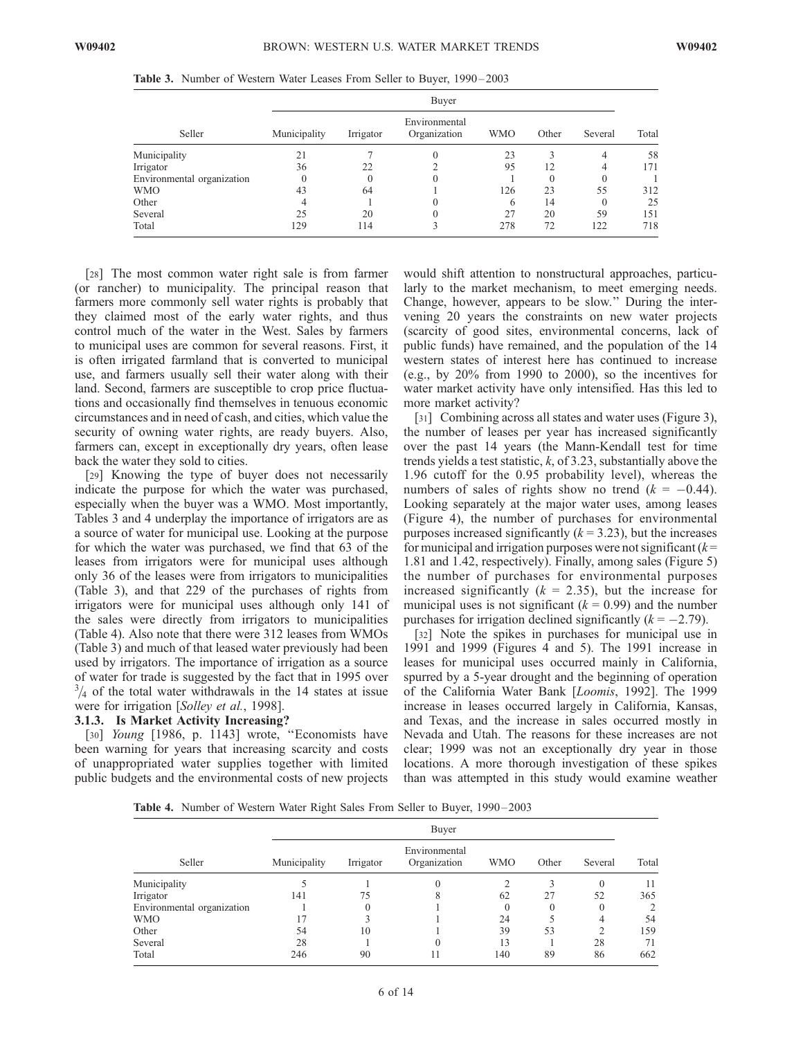**Table 3.** Number of Western Water Leases From Seller to Buyer, 1990–2003

| Seller | Buyer | | | | | | |
|---|---|---|---|---|---|---|---|
| | Municipality | Irrigator | Environmental Organization | WMO | Other | Several | Total |
| Municipality | 21 | 7 | 0 | 23 | 3 | 4 | 58 |
| Irrigator | 36 | 22 | 2 | 95 | 12 | 4 | 171 |
| Environmental organization | 0 | 0 | 0 | 1 | 0 | 0 | 1 |
| WMO | 43 | 64 | 1 | 126 | 23 | 55 | 312 |
| Other | 4 | 1 | 0 | 6 | 14 | 0 | 25 |
| Several | 25 | 20 | 0 | 27 | 20 | 59 | 151 |
| Total | 129 | 114 | 3 | 278 | 72 | 122 | 718 |

[28] The most common water right sale is from farmer (or rancher) to municipality. The principal reason that farmers more commonly sell water rights is probably that they claimed most of the early water rights, and thus control much of the water in the West. Sales by farmers to municipal uses are common for several reasons. First, it is often irrigated farmland that is converted to municipal use, and farmers usually sell their water along with their land. Second, farmers are susceptible to crop price fluctuations and occasionally find themselves in tenuous economic circumstances and in need of cash, and cities, which value the security of owning water rights, are ready buyers. Also, farmers can, except in exceptionally dry years, often lease back the water they sold to cities.

[29] Knowing the type of buyer does not necessarily indicate the purpose for which the water was purchased, especially when the buyer was a WMO. Most importantly, Tables 3 and 4 underplay the importance of irrigators are as a source of water for municipal use. Looking at the purpose for which the water was purchased, we find that 63 of the leases from irrigators were for municipal uses although only 36 of the leases were from irrigators to municipalities (Table 3), and that 229 of the purchases of rights from irrigators were for municipal uses although only 141 of the sales were directly from irrigators to municipalities (Table 4). Also note that there were 312 leases from WMOs (Table 3) and much of that leased water previously had been used by irrigators. The importance of irrigation as a source of water for trade is suggested by the fact that in 1995 over $^3/_4$ of the total water withdrawals in the 14 states at issue were for irrigation [*Solley et al.*, 1998].

### 3.1.3. Is Market Activity Increasing?

[30] *Young* [1986, p. 1143] wrote, "Economists have been warning for years that increasing scarcity and costs of unappropriated water supplies together with limited public budgets and the environmental costs of new projects would shift attention to nonstructural approaches, particularly to the market mechanism, to meet emerging needs. Change, however, appears to be slow." During the intervening 20 years the constraints on new water projects (scarcity of good sites, environmental concerns, lack of public funds) have remained, and the population of the 14 western states of interest here has continued to increase (e.g., by 20% from 1990 to 2000), so the incentives for water market activity have only intensified. Has this led to more market activity?

[31] Combining across all states and water uses (Figure 3), the number of leases per year has increased significantly over the past 14 years (the Mann-Kendall test for time trends yields a test statistic, $k$, of 3.23, substantially above the 1.96 cutoff for the 0.95 probability level), whereas the numbers of sales of rights show no trend ($k = -0.44$). Looking separately at the major water uses, among leases (Figure 4), the number of purchases for environmental purposes increased significantly ($k = 3.23$), but the increases for municipal and irrigation purposes were not significant ($k = 1.81$ and 1.42, respectively). Finally, among sales (Figure 5) the number of purchases for environmental purposes increased significantly ($k = 2.35$), but the increase for municipal uses is not significant ($k = 0.99$) and the number purchases for irrigation declined significantly ($k = -2.79$).

[32] Note the spikes in purchases for municipal use in 1991 and 1999 (Figures 4 and 5). The 1991 increase in leases for municipal uses occurred mainly in California, spurred by a 5-year drought and the beginning of operation of the California Water Bank [*Loomis*, 1992]. The 1999 increase in leases occurred largely in California, Kansas, and Texas, and the increase in sales occurred mostly in Nevada and Utah. The reasons for these increases are not clear; 1999 was not an exceptionally dry year in those locations. A more thorough investigation of these spikes than was attempted in this study would examine weather

**Table 4.** Number of Western Water Right Sales From Seller to Buyer, 1990–2003

| Seller | Buyer | | | | | | |
|---|---|---|---|---|---|---|---|
| | Municipality | Irrigator | Environmental Organization | WMO | Other | Several | Total |
| Municipality | 5 | 1 | 0 | 2 | 3 | 0 | 11 |
| Irrigator | 141 | 75 | 8 | 62 | 27 | 52 | 365 |
| Environmental organization | 1 | 0 | 1 | 0 | 0 | 0 | 2 |
| WMO | 17 | 3 | 1 | 24 | 5 | 4 | 54 |
| Other | 54 | 10 | 1 | 39 | 53 | 2 | 159 |
| Several | 28 | 1 | 0 | 13 | 1 | 28 | 71 |
| Total | 246 | 90 | 11 | 140 | 89 | 86 | 662 |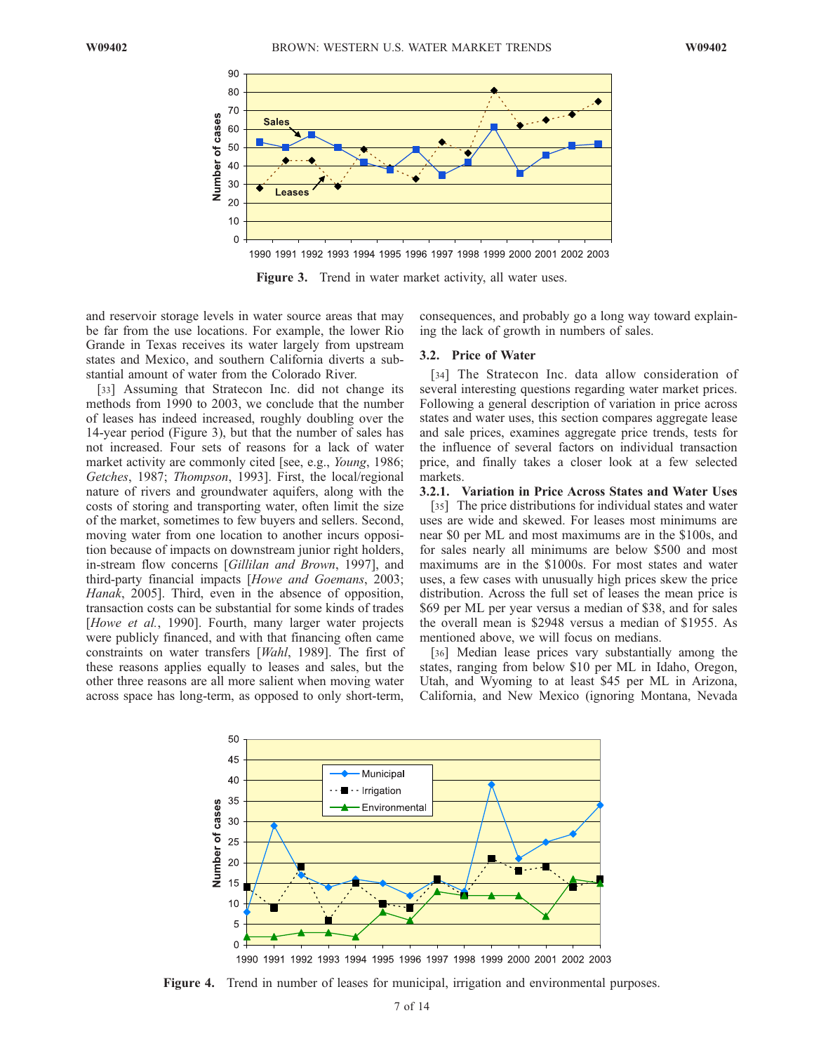Figure 3. Trend in water market activity, all water uses.

and reservoir storage levels in water source areas that may be far from the use locations. For example, the lower Rio Grande in Texas receives its water largely from upstream states and Mexico, and southern California diverts a substantial amount of water from the Colorado River.

[33] Assuming that Stratecon Inc. did not change its methods from 1990 to 2003, we conclude that the number of leases has indeed increased, roughly doubling over the 14-year period (Figure 3), but that the number of sales has not increased. Four sets of reasons for a lack of water market activity are commonly cited [see, e.g., *Young*, 1986; *Getches*, 1987; *Thompson*, 1993]. First, the local/regional nature of rivers and groundwater aquifers, along with the costs of storing and transporting water, often limit the size of the market, sometimes to few buyers and sellers. Second, moving water from one location to another incurs opposition because of impacts on downstream junior right holders, in-stream flow concerns [*Gillilan and Brown*, 1997], and third-party financial impacts [*Howe and Goemans*, 2003; *Hanak*, 2005]. Third, even in the absence of opposition, transaction costs can be substantial for some kinds of trades [*Howe et al.*, 1990]. Fourth, many larger water projects were publicly financed, and with that financing often came constraints on water transfers [*Wahl*, 1989]. The first of these reasons applies equally to leases and sales, but the other three reasons are all more salient when moving water across space has long-term, as opposed to only short-term, consequences, and probably go a long way toward explaining the lack of growth in numbers of sales.

### 3.2. Price of Water

[34] The Stratecon Inc. data allow consideration of several interesting questions regarding water market prices. Following a general description of variation in price across states and water uses, this section compares aggregate lease and sale prices, examines aggregate price trends, tests for the influence of several factors on individual transaction price, and finally takes a closer look at a few selected markets.

#### 3.2.1. Variation in Price Across States and Water Uses

[35] The price distributions for individual states and water uses are wide and skewed. For leases most minimums are near $0 per ML and most maximums are in the $100s, and for sales nearly all minimums are below $500 and most maximums are in the $1000s. For most states and water uses, a few cases with unusually high prices skew the price distribution. Across the full set of leases the mean price is $69 per ML per year versus a median of $38, and for sales the overall mean is $2948 versus a median of $1955. As mentioned above, we will focus on medians.

[36] Median lease prices vary substantially among the states, ranging from below $10 per ML in Idaho, Oregon, Utah, and Wyoming to at least $45 per ML in Arizona, California, and New Mexico (ignoring Montana, Nevada

Figure 4. Trend in number of leases for municipal, irrigation and environmental purposes.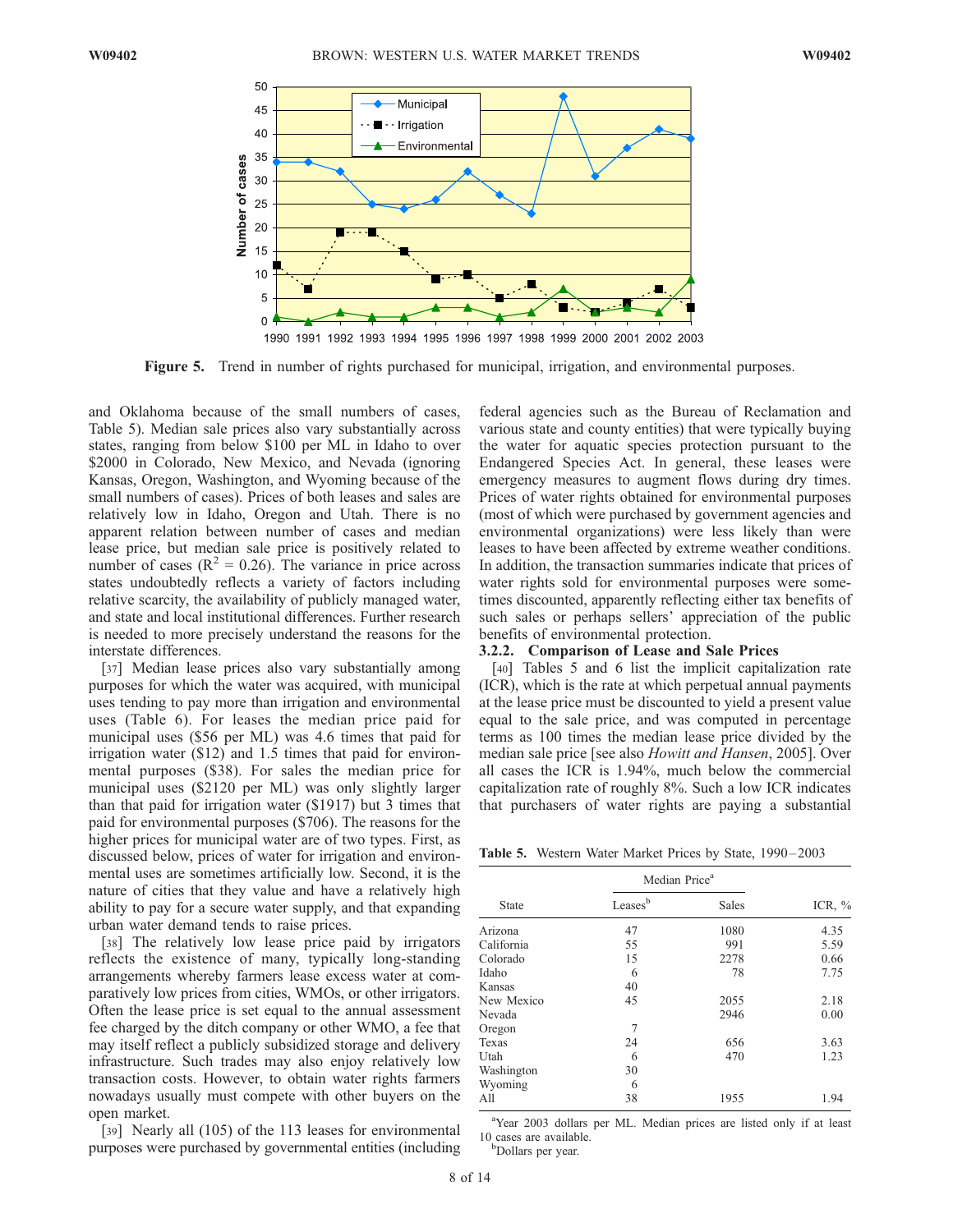**Figure 5.** Trend in number of rights purchased for municipal, irrigation, and environmental purposes.

and Oklahoma because of the small numbers of cases, Table 5). Median sale prices also vary substantially across states, ranging from below \$100 per ML in Idaho to over \$2000 in Colorado, New Mexico, and Nevada (ignoring Kansas, Oregon, Washington, and Wyoming because of the small numbers of cases). Prices of both leases and sales are relatively low in Idaho, Oregon and Utah. There is no apparent relation between number of cases and median lease price, but median sale price is positively related to number of cases ($R^2 = 0.26$). The variance in price across states undoubtedly reflects a variety of factors including relative scarcity, the availability of publicly managed water, and state and local institutional differences. Further research is needed to more precisely understand the reasons for the interstate differences.

[37] Median lease prices also vary substantially among purposes for which the water was acquired, with municipal uses tending to pay more than irrigation and environmental uses (Table 6). For leases the median price paid for municipal uses (\$56 per ML) was 4.6 times that paid for irrigation water (\$12) and 1.5 times that paid for environmental purposes (\$38). For sales the median price for municipal uses (\$2120 per ML) was only slightly larger than that paid for irrigation water (\$1917) but 3 times that paid for environmental purposes (\$706). The reasons for the higher prices for municipal water are of two types. First, as discussed below, prices of water for irrigation and environmental uses are sometimes artificially low. Second, it is the nature of cities that they value and have a relatively high ability to pay for a secure water supply, and that expanding urban water demand tends to raise prices.

[38] The relatively low lease price paid by irrigators reflects the existence of many, typically long-standing arrangements whereby farmers lease excess water at comparatively low prices from cities, WMOs, or other irrigators. Often the lease price is set equal to the annual assessment fee charged by the ditch company or other WMO, a fee that may itself reflect a publicly subsidized storage and delivery infrastructure. Such trades may also enjoy relatively low transaction costs. However, to obtain water rights farmers nowadays usually must compete with other buyers on the open market.

[39] Nearly all (105) of the 113 leases for environmental purposes were purchased by governmental entities (including federal agencies such as the Bureau of Reclamation and various state and county entities) that were typically buying the water for aquatic species protection pursuant to the Endangered Species Act. In general, these leases were emergency measures to augment flows during dry times. Prices of water rights obtained for environmental purposes (most of which were purchased by government agencies and environmental organizations) were less likely than were leases to have been affected by extreme weather conditions. In addition, the transaction summaries indicate that prices of water rights sold for environmental purposes were sometimes discounted, apparently reflecting either tax benefits of such sales or perhaps sellers' appreciation of the public benefits of environmental protection.

#### 3.2.2. Comparison of Lease and Sale Prices

[40] Tables 5 and 6 list the implicit capitalization rate (ICR), which is the rate at which perpetual annual payments at the lease price must be discounted to yield a present value equal to the sale price, and was computed in percentage terms as 100 times the median lease price divided by the median sale price [see also *Howitt and Hansen*, 2005]. Over all cases the ICR is 1.94%, much below the commercial capitalization rate of roughly 8%. Such a low ICR indicates that purchasers of water rights are paying a substantial

**Table 5.** Western Water Market Prices by State, 1990–2003

| State | Median Price[a] | | ICR, % |
|---|---|---|---|
| | Leases[b] | Sales | |
| Arizona | 47 | 1080 | 4.35 |
| California | 55 | 991 | 5.59 |
| Colorado | 15 | 2278 | 0.66 |
| Idaho | 6 | 78 | 7.75 |
| Kansas | 40 | | |
| New Mexico | 45 | 2055 | 2.18 |
| Nevada | | 2946 | 0.00 |
| Oregon | 7 | | |
| Texas | 24 | 656 | 3.63 |
| Utah | 6 | 470 | 1.23 |
| Washington | 30 | | |
| Wyoming | 6 | | |
| All | 38 | 1955 | 1.94 |

[a]Year 2003 dollars per ML. Median prices are listed only if at least 10 cases are available.
[b]Dollars per year.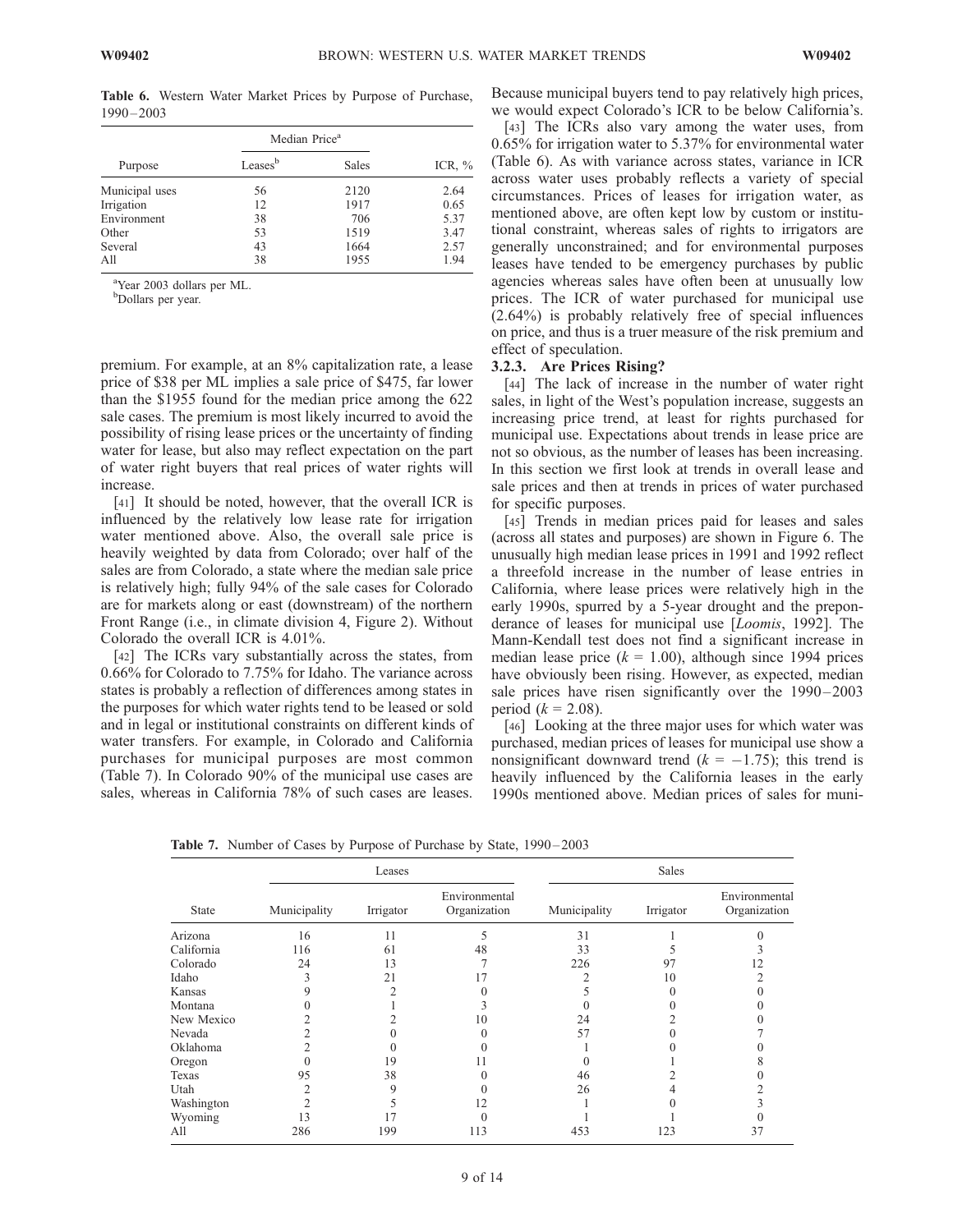**Table 6.** Western Water Market Prices by Purpose of Purchase, 1990–2003

| Purpose | Median Price[a] | | ICR, % |
|---|---|---|---|
| | Leases[b] | Sales | |
| Municipal uses | 56 | 2120 | 2.64 |
| Irrigation | 12 | 1917 | 0.65 |
| Environment | 38 | 706 | 5.37 |
| Other | 53 | 1519 | 3.47 |
| Several | 43 | 1664 | 2.57 |
| All | 38 | 1955 | 1.94 |

[a]Year 2003 dollars per ML.
[b]Dollars per year.

premium. For example, at an 8% capitalization rate, a lease price of \$38 per ML implies a sale price of \$475, far lower than the \$1955 found for the median price among the 622 sale cases. The premium is most likely incurred to avoid the possibility of rising lease prices or the uncertainty of finding water for lease, but also may reflect expectation on the part of water right buyers that real prices of water rights will increase.

[41] It should be noted, however, that the overall ICR is influenced by the relatively low lease rate for irrigation water mentioned above. Also, the overall sale price is heavily weighted by data from Colorado; over half of the sales are from Colorado, a state where the median sale price is relatively high; fully 94% of the sale cases for Colorado are for markets along or east (downstream) of the northern Front Range (i.e., in climate division 4, Figure 2). Without Colorado the overall ICR is 4.01%.

[42] The ICRs vary substantially across the states, from 0.66% for Colorado to 7.75% for Idaho. The variance across states is probably a reflection of differences among states in the purposes for which water rights tend to be leased or sold and in legal or institutional constraints on different kinds of water transfers. For example, in Colorado and California purchases for municipal purposes are most common (Table 7). In Colorado 90% of the municipal use cases are sales, whereas in California 78% of such cases are leases. Because municipal buyers tend to pay relatively high prices, we would expect Colorado's ICR to be below California's.

[43] The ICRs also vary among the water uses, from 0.65% for irrigation water to 5.37% for environmental water (Table 6). As with variance across states, variance in ICR across water uses probably reflects a variety of special circumstances. Prices of leases for irrigation water, as mentioned above, are often kept low by custom or institutional constraint, whereas sales of rights to irrigators are generally unconstrained; and for environmental purposes leases have tended to be emergency purchases by public agencies whereas sales have often been at unusually low prices. The ICR of water purchased for municipal use (2.64%) is probably relatively free of special influences on price, and thus is a truer measure of the risk premium and effect of speculation.

### 3.2.3. Are Prices Rising?

[44] The lack of increase in the number of water right sales, in light of the West's population increase, suggests an increasing price trend, at least for rights purchased for municipal use. Expectations about trends in lease price are not so obvious, as the number of leases has been increasing. In this section we first look at trends in overall lease and sale prices and then at trends in prices of water purchased for specific purposes.

[45] Trends in median prices paid for leases and sales (across all states and purposes) are shown in Figure 6. The unusually high median lease prices in 1991 and 1992 reflect a threefold increase in the number of lease entries in California, where lease prices were relatively high in the early 1990s, spurred by a 5-year drought and the preponderance of leases for municipal use [*Loomis*, 1992]. The Mann-Kendall test does not find a significant increase in median lease price ($k = 1.00$), although since 1994 prices have obviously been rising. However, as expected, median sale prices have risen significantly over the 1990–2003 period ($k = 2.08$).

[46] Looking at the three major uses for which water was purchased, median prices of leases for municipal use show a nonsignificant downward trend ($k = -1.75$); this trend is heavily influenced by the California leases in the early 1990s mentioned above. Median prices of sales for muni-

**Table 7.** Number of Cases by Purpose of Purchase by State, 1990–2003

| State | Leases | | | Sales | | |
|---|---|---|---|---|---|---|
| | Municipality | Irrigator | Environmental Organization | Municipality | Irrigator | Environmental Organization |
| Arizona | 16 | 11 | 5 | 31 | 1 | 0 |
| California | 116 | 61 | 48 | 33 | 5 | 3 |
| Colorado | 24 | 13 | 7 | 226 | 97 | 12 |
| Idaho | 3 | 21 | 17 | 2 | 10 | 2 |
| Kansas | 9 | 2 | 0 | 5 | 0 | 0 |
| Montana | 0 | 1 | 3 | 0 | 0 | 0 |
| New Mexico | 2 | 2 | 10 | 24 | 2 | 0 |
| Nevada | 2 | 0 | 0 | 57 | 0 | 7 |
| Oklahoma | 2 | 0 | 0 | 1 | 0 | 0 |
| Oregon | 0 | 19 | 11 | 0 | 1 | 8 |
| Texas | 95 | 38 | 0 | 46 | 2 | 0 |
| Utah | 2 | 9 | 0 | 26 | 4 | 2 |
| Washington | 2 | 5 | 12 | 1 | 0 | 3 |
| Wyoming | 13 | 17 | 0 | 1 | 1 | 0 |
| All | 286 | 199 | 113 | 453 | 123 | 37 |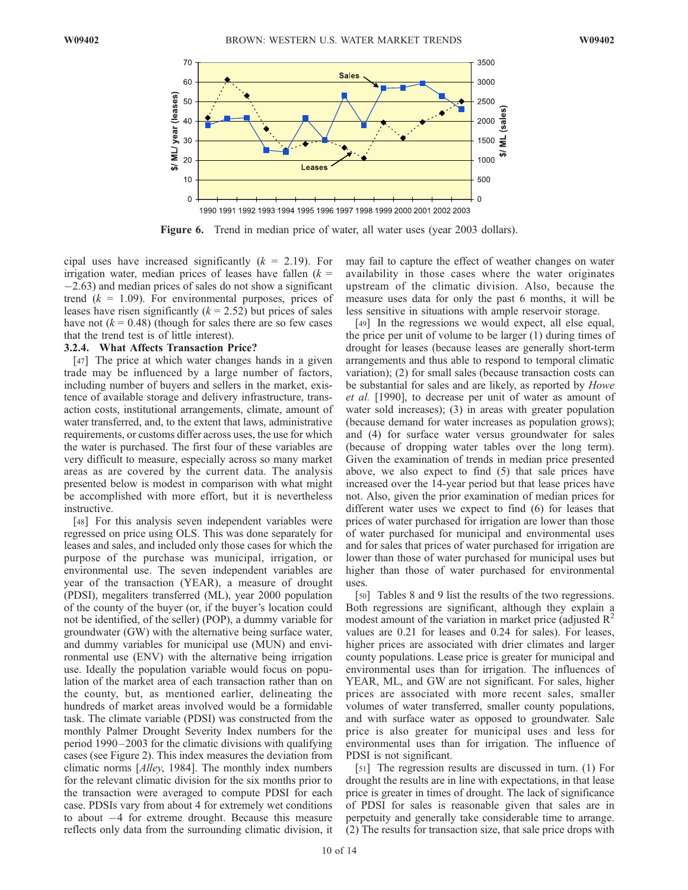**Figure 6.** Trend in median price of water, all water uses (year 2003 dollars).

cipal uses have increased significantly ($k$ = 2.19). For irrigation water, median prices of leases have fallen ($k$ = −2.63) and median prices of sales do not show a significant trend ($k$ = 1.09). For environmental purposes, prices of leases have risen significantly ($k$ = 2.52) but prices of sales have not ($k$ = 0.48) (though for sales there are so few cases that the trend test is of little interest).

#### 3.2.4. What Affects Transaction Price?

[47] The price at which water changes hands in a given trade may be influenced by a large number of factors, including number of buyers and sellers in the market, existence of available storage and delivery infrastructure, transaction costs, institutional arrangements, climate, amount of water transferred, and, to the extent that laws, administrative requirements, or customs differ across uses, the use for which the water is purchased. The first four of these variables are very difficult to measure, especially across so many market areas as are covered by the current data. The analysis presented below is modest in comparison with what might be accomplished with more effort, but it is nevertheless instructive.

[48] For this analysis seven independent variables were regressed on price using OLS. This was done separately for leases and sales, and included only those cases for which the purpose of the purchase was municipal, irrigation, or environmental use. The seven independent variables are year of the transaction (YEAR), a measure of drought (PDSI), megaliters transferred (ML), year 2000 population of the county of the buyer (or, if the buyer's location could not be identified, of the seller) (POP), a dummy variable for groundwater (GW) with the alternative being surface water, and dummy variables for municipal use (MUN) and environmental use (ENV) with the alternative being irrigation use. Ideally the population variable would focus on population of the market area of each transaction rather than on the county, but, as mentioned earlier, delineating the hundreds of market areas involved would be a formidable task. The climate variable (PDSI) was constructed from the monthly Palmer Drought Severity Index numbers for the period 1990–2003 for the climatic divisions with qualifying cases (see Figure 2). This index measures the deviation from climatic norms [*Alley*, 1984]. The monthly index numbers for the relevant climatic division for the six months prior to the transaction were averaged to compute PDSI for each case. PDSIs vary from about 4 for extremely wet conditions to about −4 for extreme drought. Because this measure reflects only data from the surrounding climatic division, it may fail to capture the effect of weather changes on water availability in those cases where the water originates upstream of the climatic division. Also, because the measure uses data for only the past 6 months, it will be less sensitive in situations with ample reservoir storage.

[49] In the regressions we would expect, all else equal, the price per unit of volume to be larger (1) during times of drought for leases (because leases are generally short-term arrangements and thus able to respond to temporal climatic variation); (2) for small sales (because transaction costs can be substantial for sales and are likely, as reported by *Howe et al.* [1990], to decrease per unit of water as amount of water sold increases); (3) in areas with greater population (because demand for water increases as population grows); and (4) for surface water versus groundwater for sales (because of dropping water tables over the long term). Given the examination of trends in median price presented above, we also expect to find (5) that sale prices have increased over the 14-year period but that lease prices have not. Also, given the prior examination of median prices for different water uses we expect to find (6) for leases that prices of water purchased for irrigation are lower than those of water purchased for municipal and environmental uses and for sales that prices of water purchased for irrigation are lower than those of water purchased for municipal uses but higher than those of water purchased for environmental uses.

[50] Tables 8 and 9 list the results of the two regressions. Both regressions are significant, although they explain a modest amount of the variation in market price (adjusted $R^2$ values are 0.21 for leases and 0.24 for sales). For leases, higher prices are associated with drier climates and larger county populations. Lease price is greater for municipal and environmental uses than for irrigation. The influences of YEAR, ML, and GW are not significant. For sales, higher prices are associated with more recent sales, smaller volumes of water transferred, smaller county populations, and with surface water as opposed to groundwater. Sale price is also greater for municipal uses and less for environmental uses than for irrigation. The influence of PDSI is not significant.

[51] The regression results are discussed in turn. (1) For drought the results are in line with expectations, in that lease price is greater in times of drought. The lack of significance of PDSI for sales is reasonable given that sales are in perpetuity and generally take considerable time to arrange. (2) The results for transaction size, that sale price drops with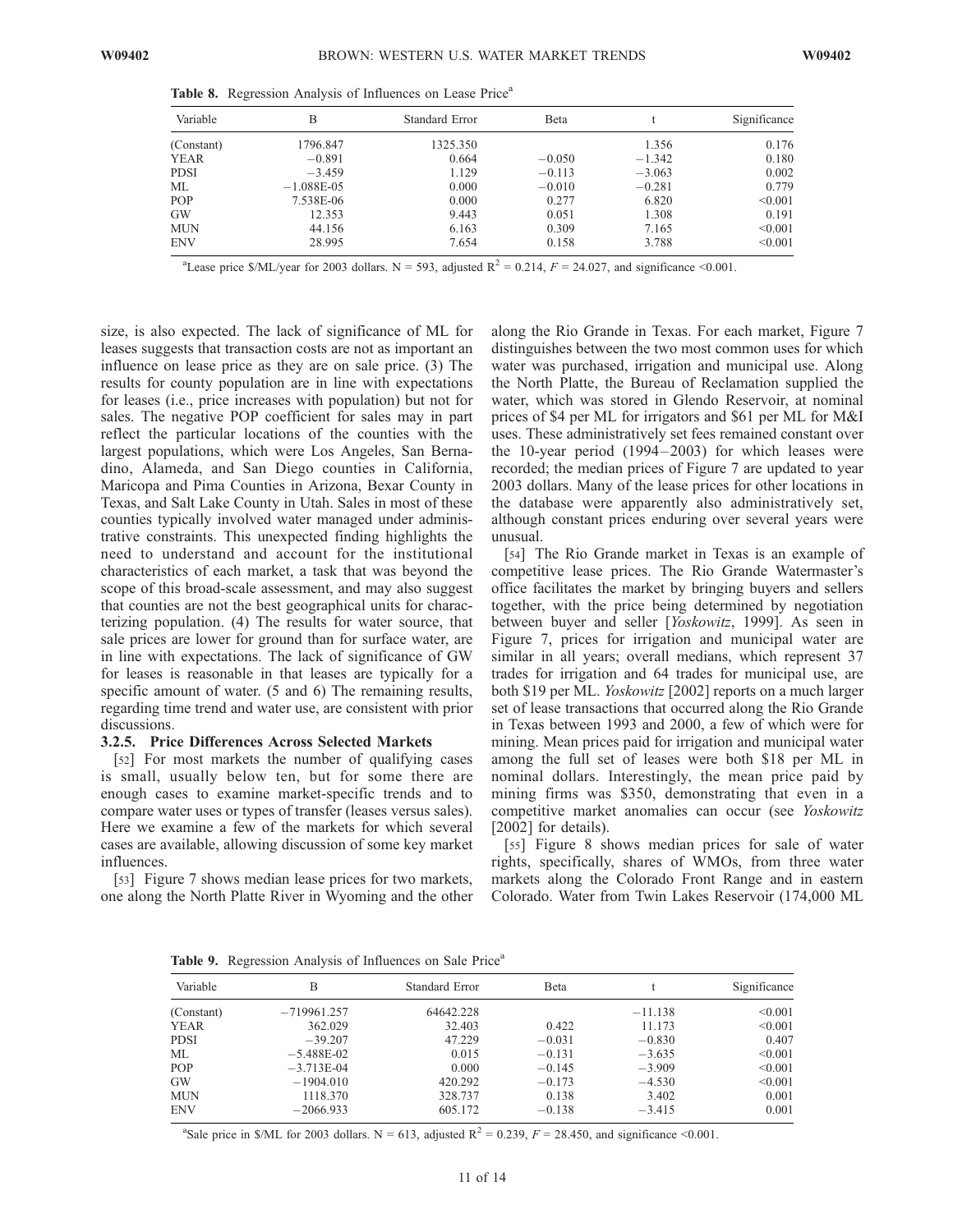**Table 8.** Regression Analysis of Influences on Lease Price[a]

| Variable | B | Standard Error | Beta | t | Significance |
|---|---|---|---|---|---|
| (Constant) | 1796.847 | 1325.350 | | 1.356 | 0.176 |
| YEAR | −0.891 | 0.664 | −0.050 | −1.342 | 0.180 |
| PDSI | −3.459 | 1.129 | −0.113 | −3.063 | 0.002 |
| ML | −1.088E-05 | 0.000 | −0.010 | −0.281 | 0.779 |
| POP | 7.538E-06 | 0.000 | 0.277 | 6.820 | <0.001 |
| GW | 12.353 | 9.443 | 0.051 | 1.308 | 0.191 |
| MUN | 44.156 | 6.163 | 0.309 | 7.165 | <0.001 |
| ENV | 28.995 | 7.654 | 0.158 | 3.788 | <0.001 |

[a]Lease price $/ML/year for 2003 dollars. N = 593, adjusted $R^2$ = 0.214, $F$ = 24.027, and significance <0.001.

size, is also expected. The lack of significance of ML for leases suggests that transaction costs are not as important an influence on lease price as they are on sale price. (3) The results for county population are in line with expectations for leases (i.e., price increases with population) but not for sales. The negative POP coefficient for sales may in part reflect the particular locations of the counties with the largest populations, which were Los Angeles, San Bernadino, Alameda, and San Diego counties in California, Maricopa and Pima Counties in Arizona, Bexar County in Texas, and Salt Lake County in Utah. Sales in most of these counties typically involved water managed under administrative constraints. This unexpected finding highlights the need to understand and account for the institutional characteristics of each market, a task that was beyond the scope of this broad-scale assessment, and may also suggest that counties are not the best geographical units for characterizing population. (4) The results for water source, that sale prices are lower for ground than for surface water, are in line with expectations. The lack of significance of GW for leases is reasonable in that leases are typically for a specific amount of water. (5 and 6) The remaining results, regarding time trend and water use, are consistent with prior discussions.

### 3.2.5. Price Differences Across Selected Markets

[52] For most markets the number of qualifying cases is small, usually below ten, but for some there are enough cases to examine market-specific trends and to compare water uses or types of transfer (leases versus sales). Here we examine a few of the markets for which several cases are available, allowing discussion of some key market influences.

[53] Figure 7 shows median lease prices for two markets, one along the North Platte River in Wyoming and the other along the Rio Grande in Texas. For each market, Figure 7 distinguishes between the two most common uses for which water was purchased, irrigation and municipal use. Along the North Platte, the Bureau of Reclamation supplied the water, which was stored in Glendo Reservoir, at nominal prices of $4 per ML for irrigators and $61 per ML for M&I uses. These administratively set fees remained constant over the 10-year period (1994–2003) for which leases were recorded; the median prices of Figure 7 are updated to year 2003 dollars. Many of the lease prices for other locations in the database were apparently also administratively set, although constant prices enduring over several years were unusual.

[54] The Rio Grande market in Texas is an example of competitive lease prices. The Rio Grande Watermaster's office facilitates the market by bringing buyers and sellers together, with the price being determined by negotiation between buyer and seller [*Yoskowitz*, 1999]. As seen in Figure 7, prices for irrigation and municipal water are similar in all years; overall medians, which represent 37 trades for irrigation and 64 trades for municipal use, are both $19 per ML. *Yoskowitz* [2002] reports on a much larger set of lease transactions that occurred along the Rio Grande in Texas between 1993 and 2000, a few of which were for mining. Mean prices paid for irrigation and municipal water among the full set of leases were both $18 per ML in nominal dollars. Interestingly, the mean price paid by mining firms was $350, demonstrating that even in a competitive market anomalies can occur (see *Yoskowitz* [2002] for details).

[55] Figure 8 shows median prices for sale of water rights, specifically, shares of WMOs, from three water markets along the Colorado Front Range and in eastern Colorado. Water from Twin Lakes Reservoir (174,000 ML

**Table 9.** Regression Analysis of Influences on Sale Price[a]

| Variable | B | Standard Error | Beta | t | Significance |
|---|---|---|---|---|---|
| (Constant) | −719961.257 | 64642.228 | | −11.138 | <0.001 |
| YEAR | 362.029 | 32.403 | 0.422 | 11.173 | <0.001 |
| PDSI | −39.207 | 47.229 | −0.031 | −0.830 | 0.407 |
| ML | −5.488E-02 | 0.015 | −0.131 | −3.635 | <0.001 |
| POP | −3.713E-04 | 0.000 | −0.145 | −3.909 | <0.001 |
| GW | −1904.010 | 420.292 | −0.173 | −4.530 | <0.001 |
| MUN | 1118.370 | 328.737 | 0.138 | 3.402 | 0.001 |
| ENV | −2066.933 | 605.172 | −0.138 | −3.415 | 0.001 |

[a]Sale price in $/ML for 2003 dollars. N = 613, adjusted $R^2$ = 0.239, $F$ = 28.450, and significance <0.001.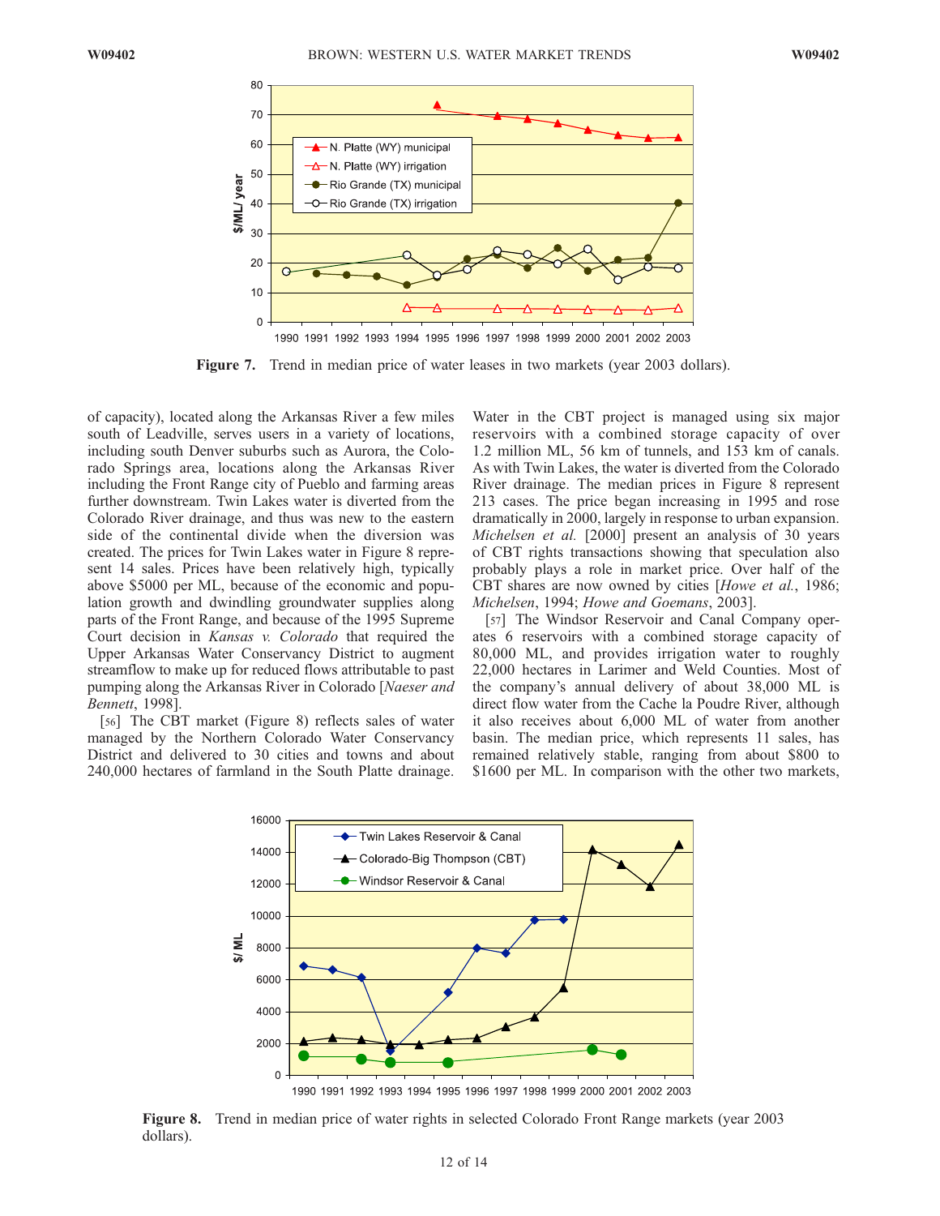Figure 7. Trend in median price of water leases in two markets (year 2003 dollars).

of capacity), located along the Arkansas River a few miles south of Leadville, serves users in a variety of locations, including south Denver suburbs such as Aurora, the Colorado Springs area, locations along the Arkansas River including the Front Range city of Pueblo and farming areas further downstream. Twin Lakes water is diverted from the Colorado River drainage, and thus was new to the eastern side of the continental divide when the diversion was created. The prices for Twin Lakes water in Figure 8 represent 14 sales. Prices have been relatively high, typically above $5000 per ML, because of the economic and population growth and dwindling groundwater supplies along parts of the Front Range, and because of the 1995 Supreme Court decision in *Kansas v. Colorado* that required the Upper Arkansas Water Conservancy District to augment streamflow to make up for reduced flows attributable to past pumping along the Arkansas River in Colorado [*Naeser and Bennett*, 1998].

[56] The CBT market (Figure 8) reflects sales of water managed by the Northern Colorado Water Conservancy District and delivered to 30 cities and towns and about 240,000 hectares of farmland in the South Platte drainage. Water in the CBT project is managed using six major reservoirs with a combined storage capacity of over 1.2 million ML, 56 km of tunnels, and 153 km of canals. As with Twin Lakes, the water is diverted from the Colorado River drainage. The median prices in Figure 8 represent 213 cases. The price began increasing in 1995 and rose dramatically in 2000, largely in response to urban expansion. *Michelsen et al.* [2000] present an analysis of 30 years of CBT rights transactions showing that speculation also probably plays a role in market price. Over half of the CBT shares are now owned by cities [*Howe et al.*, 1986; *Michelsen*, 1994; *Howe and Goemans*, 2003].

[57] The Windsor Reservoir and Canal Company operates 6 reservoirs with a combined storage capacity of 80,000 ML, and provides irrigation water to roughly 22,000 hectares in Larimer and Weld Counties. Most of the company's annual delivery of about 38,000 ML is direct flow water from the Cache la Poudre River, although it also receives about 6,000 ML of water from another basin. The median price, which represents 11 sales, has remained relatively stable, ranging from about $800 to $1600 per ML. In comparison with the other two markets,

Figure 8. Trend in median price of water rights in selected Colorado Front Range markets (year 2003 dollars).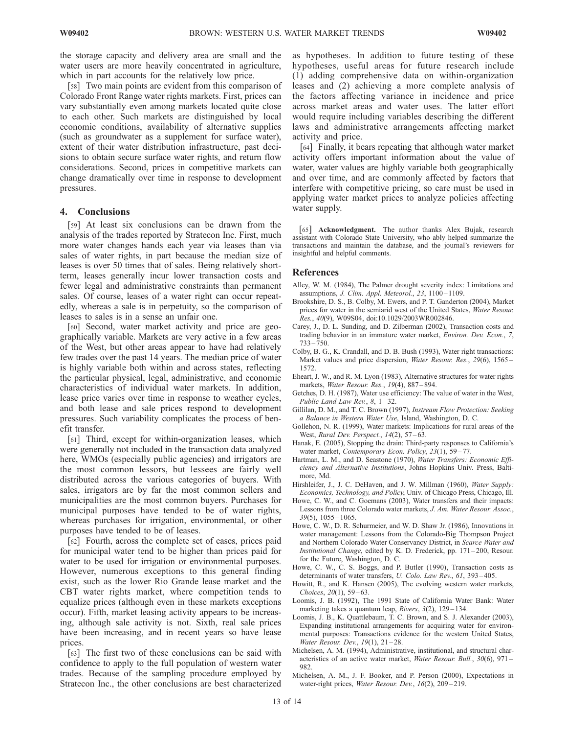the storage capacity and delivery area are small and the water users are more heavily concentrated in agriculture, which in part accounts for the relatively low price.

[58] Two main points are evident from this comparison of Colorado Front Range water rights markets. First, prices can vary substantially even among markets located quite close to each other. Such markets are distinguished by local economic conditions, availability of alternative supplies (such as groundwater as a supplement for surface water), extent of their water distribution infrastructure, past decisions to obtain secure surface water rights, and return flow considerations. Second, prices in competitive markets can change dramatically over time in response to development pressures.

## 4. Conclusions

[59] At least six conclusions can be drawn from the analysis of the trades reported by Stratecon Inc. First, much more water changes hands each year via leases than via sales of water rights, in part because the median size of leases is over 50 times that of sales. Being relatively short-term, leases generally incur lower transaction costs and fewer legal and administrative constraints than permanent sales. Of course, leases of a water right can occur repeatedly, whereas a sale is in perpetuity, so the comparison of leases to sales is in a sense an unfair one.

[60] Second, water market activity and price are geographically variable. Markets are very active in a few areas of the West, but other areas appear to have had relatively few trades over the past 14 years. The median price of water is highly variable both within and across states, reflecting the particular physical, legal, administrative, and economic characteristics of individual water markets. In addition, lease price varies over time in response to weather cycles, and both lease and sale prices respond to development pressures. Such variability complicates the process of benefit transfer.

[61] Third, except for within-organization leases, which were generally not included in the transaction data analyzed here, WMOs (especially public agencies) and irrigators are the most common lessors, but lessees are fairly well distributed across the various categories of buyers. With sales, irrigators are by far the most common sellers and municipalities are the most common buyers. Purchases for municipal purposes have tended to be of water rights, whereas purchases for irrigation, environmental, or other purposes have tended to be of leases.

[62] Fourth, across the complete set of cases, prices paid for municipal water tend to be higher than prices paid for water to be used for irrigation or environmental purposes. However, numerous exceptions to this general finding exist, such as the lower Rio Grande lease market and the CBT water rights market, where competition tends to equalize prices (although even in these markets exceptions occur). Fifth, market leasing activity appears to be increasing, although sale activity is not. Sixth, real sale prices have been increasing, and in recent years so have lease prices.

[63] The first two of these conclusions can be said with confidence to apply to the full population of western water trades. Because of the sampling procedure employed by Stratecon Inc., the other conclusions are best characterized as hypotheses. In addition to future testing of these hypotheses, useful areas for future research include (1) adding comprehensive data on within-organization leases and (2) achieving a more complete analysis of the factors affecting variance in incidence and price across market areas and water uses. The latter effort would require including variables describing the different laws and administrative arrangements affecting market activity and price.

[64] Finally, it bears repeating that although water market activity offers important information about the value of water, water values are highly variable both geographically and over time, and are commonly affected by factors that interfere with competitive pricing, so care must be used in applying water market prices to analyze policies affecting water supply.

[65] **Acknowledgment.** The author thanks Alex Bujak, research assistant with Colorado State University, who ably helped summarize the transactions and maintain the database, and the journal's reviewers for insightful and helpful comments.

## References

Alley, W. M. (1984), The Palmer drought severity index: Limitations and assumptions, *J. Clim. Appl. Meteorol.*, *23*, 1100–1109.

Brookshire, D. S., B. Colby, M. Ewers, and P. T. Ganderton (2004), Market prices for water in the semiarid west of the United States, *Water Resour. Res.*, *40*(9), W09S04, doi:10.1029/2003WR002846.

Carey, J., D. L. Sunding, and D. Zilberman (2002), Transaction costs and trading behavior in an immature water market, *Environ. Dev. Econ.*, *7*, 733–750.

Colby, B. G., K. Crandall, and D. B. Bush (1993), Water right transactions: Market values and price dispersion, *Water Resour. Res.*, *29*(6), 1565–1572.

Eheart, J. W., and R. M. Lyon (1983), Alternative structures for water rights markets, *Water Resour. Res.*, *19*(4), 887–894.

Getches, D. H. (1987), Water use efficiency: The value of water in the West, *Public Land Law Rev.*, *8*, 1–32.

Gillilan, D. M., and T. C. Brown (1997), *Instream Flow Protection: Seeking a Balance in Western Water Use*, Island, Washington, D. C.

Gollehon, N. R. (1999), Water markets: Implications for rural areas of the West, *Rural Dev. Perspect.*, *14*(2), 57–63.

Hanak, E. (2005), Stopping the drain: Third-party responses to California's water market, *Contemporary Econ. Policy*, *23*(1), 59–77.

Hartman, L. M., and D. Seastone (1970), *Water Transfers: Economic Efficiency and Alternative Institutions*, Johns Hopkins Univ. Press, Baltimore, Md.

Hirshleifer, J., J. C. DeHaven, and J. W. Millman (1960), *Water Supply: Economics, Technology, and Policy*, Univ. of Chicago Press, Chicago, Ill.

Howe, C. W., and C. Goemans (2003), Water transfers and their impacts: Lessons from three Colorado water markets, *J. Am. Water Resour. Assoc.*, *39*(5), 1055–1065.

Howe, C. W., D. R. Schurmeier, and W. D. Shaw Jr. (1986), Innovations in water management: Lessons from the Colorado-Big Thompson Project and Northern Colorado Water Conservancy District, in *Scarce Water and Institutional Change*, edited by K. D. Frederick, pp. 171–200, Resour. for the Future, Washington, D. C.

Howe, C. W., C. S. Boggs, and P. Butler (1990), Transaction costs as determinants of water transfers, *U. Colo. Law Rev.*, *61*, 393–405.

Howitt, R., and K. Hansen (2005), The evolving western water markets, *Choices*, *20*(1), 59–63.

Loomis, J. B. (1992), The 1991 State of California Water Bank: Water marketing takes a quantum leap, *Rivers*, *3*(2), 129–134.

Loomis, J. B., K. Quattlebaum, T. C. Brown, and S. J. Alexander (2003), Expanding institutional arrangements for acquiring water for environmental purposes: Transactions evidence for the western United States, *Water Resour. Dev.*, *19*(1), 21–28.

Michelsen, A. M. (1994), Administrative, institutional, and structural characteristics of an active water market, *Water Resour. Bull.*, *30*(6), 971–982.

Michelsen, A. M., J. F. Booker, and P. Person (2000), Expectations in water-right prices, *Water Resour. Dev.*, *16*(2), 209–219.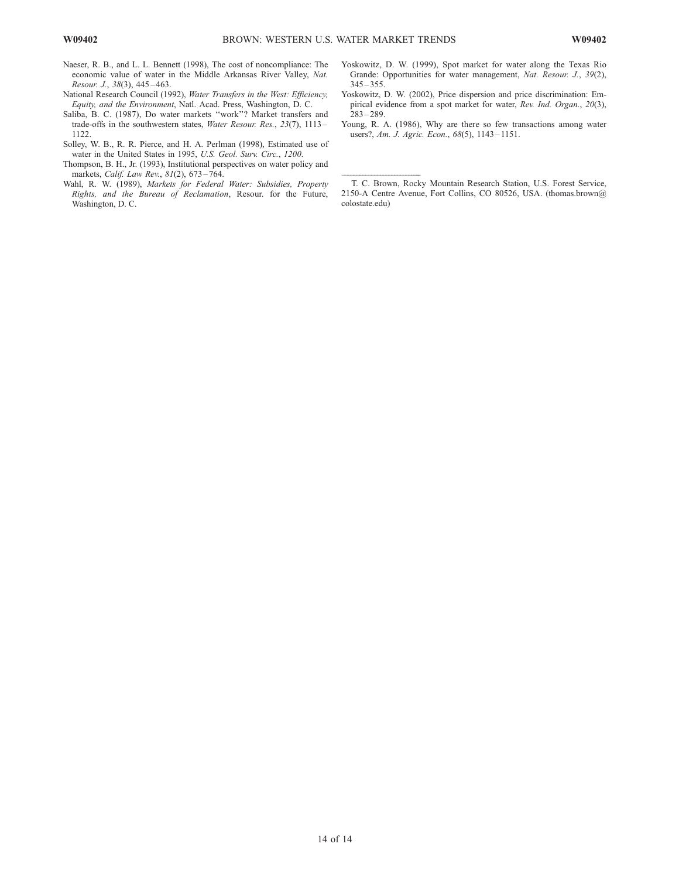Naeser, R. B., and L. L. Bennett (1998), The cost of noncompliance: The economic value of water in the Middle Arkansas River Valley, *Nat. Resour. J.*, *38*(3), 445–463.

National Research Council (1992), *Water Transfers in the West: Efficiency, Equity, and the Environment*, Natl. Acad. Press, Washington, D. C.

Saliba, B. C. (1987), Do water markets ''work''? Market transfers and trade-offs in the southwestern states, *Water Resour. Res.*, *23*(7), 1113–1122.

Solley, W. B., R. R. Pierce, and H. A. Perlman (1998), Estimated use of water in the United States in 1995, *U.S. Geol. Surv. Circ.*, *1200*.

Thompson, B. H., Jr. (1993), Institutional perspectives on water policy and markets, *Calif. Law Rev.*, *81*(2), 673–764.

Wahl, R. W. (1989), *Markets for Federal Water: Subsidies, Property Rights, and the Bureau of Reclamation*, Resour. for the Future, Washington, D. C.

Yoskowitz, D. W. (1999), Spot market for water along the Texas Rio Grande: Opportunities for water management, *Nat. Resour. J.*, *39*(2), 345–355.

Yoskowitz, D. W. (2002), Price dispersion and price discrimination: Empirical evidence from a spot market for water, *Rev. Ind. Organ.*, *20*(3), 283–289.

Young, R. A. (1986), Why are there so few transactions among water users?, *Am. J. Agric. Econ.*, *68*(5), 1143–1151.

---

T. C. Brown, Rocky Mountain Research Station, U.S. Forest Service, 2150-A Centre Avenue, Fort Collins, CO 80526, USA. (thomas.brown@colostate.edu)